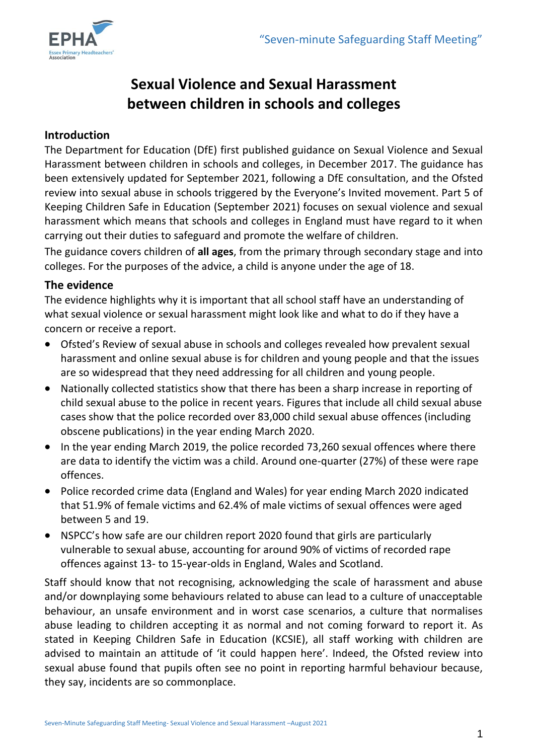# Sexual Violence and Sexual Harassment between children in schools and colleges

## Introduction

The Department for Education (DfE) first published guidance on Sexual Violence and Sexual Harassment between children in schools and colleges, in December 2017. The guidance has been extensively updated for September 2021, following a DfE consultation, and the Ofsted review into sexual abuse in schools triggered by the Everyone's Invited movement. Part 5 of Keeping Children Safe in Education (September 2021) focuses on sexual violence and sexual harassment which means that schools and colleges in England must have regard to it when carrying out their duties to safeguard and promote the welfare of children.

The guidance covers children of **all ages**, from the primary through secondary stage and into colleges. For the purposes of the advice, a child is anyone under the age of 18.

## The evidence

The evidence highlights why it is important that all school staff have an understanding of what sexual violence or sexual harassment might look like and what to do if they have a concern or receive a report.

- Ofsted's Review of sexual abuse in schools and colleges revealed how prevalent sexual harassment and online sexual abuse is for children and young people and that the issues are so widespread that they need addressing for all children and young people.
- Nationally collected statistics show that there has been a sharp increase in reporting of child sexual abuse to the police in recent years. Figures that include all child sexual abuse cases show that the police recorded over 83,000 child sexual abuse offences (including obscene publications) in the year ending March 2020.
- In the year ending March 2019, the police recorded 73,260 sexual offences where there are data to identify the victim was a child. Around one-quarter (27%) of these were rape offences.
- Police recorded crime data (England and Wales) for year ending March 2020 indicated that 51.9% of female victims and 62.4% of male victims of sexual offences were aged between 5 and 19.
- NSPCC's how safe are our children report 2020 found that girls are particularly vulnerable to sexual abuse, accounting for around 90% of victims of recorded rape offences against 13- to 15-year-olds in England, Wales and Scotland.

Staff should know that not recognising, acknowledging the scale of harassment and abuse and/or downplaying some behaviours related to abuse can lead to a culture of unacceptable behaviour, an unsafe environment and in worst case scenarios, a culture that normalises abuse leading to children accepting it as normal and not coming forward to report it. As stated in Keeping Children Safe in Education (KCSIE), all staff working with children are advised to maintain an attitude of 'it could happen here'. Indeed, the Ofsted review into sexual abuse found that pupils often see no point in reporting harmful behaviour because, they say, incidents are so commonplace.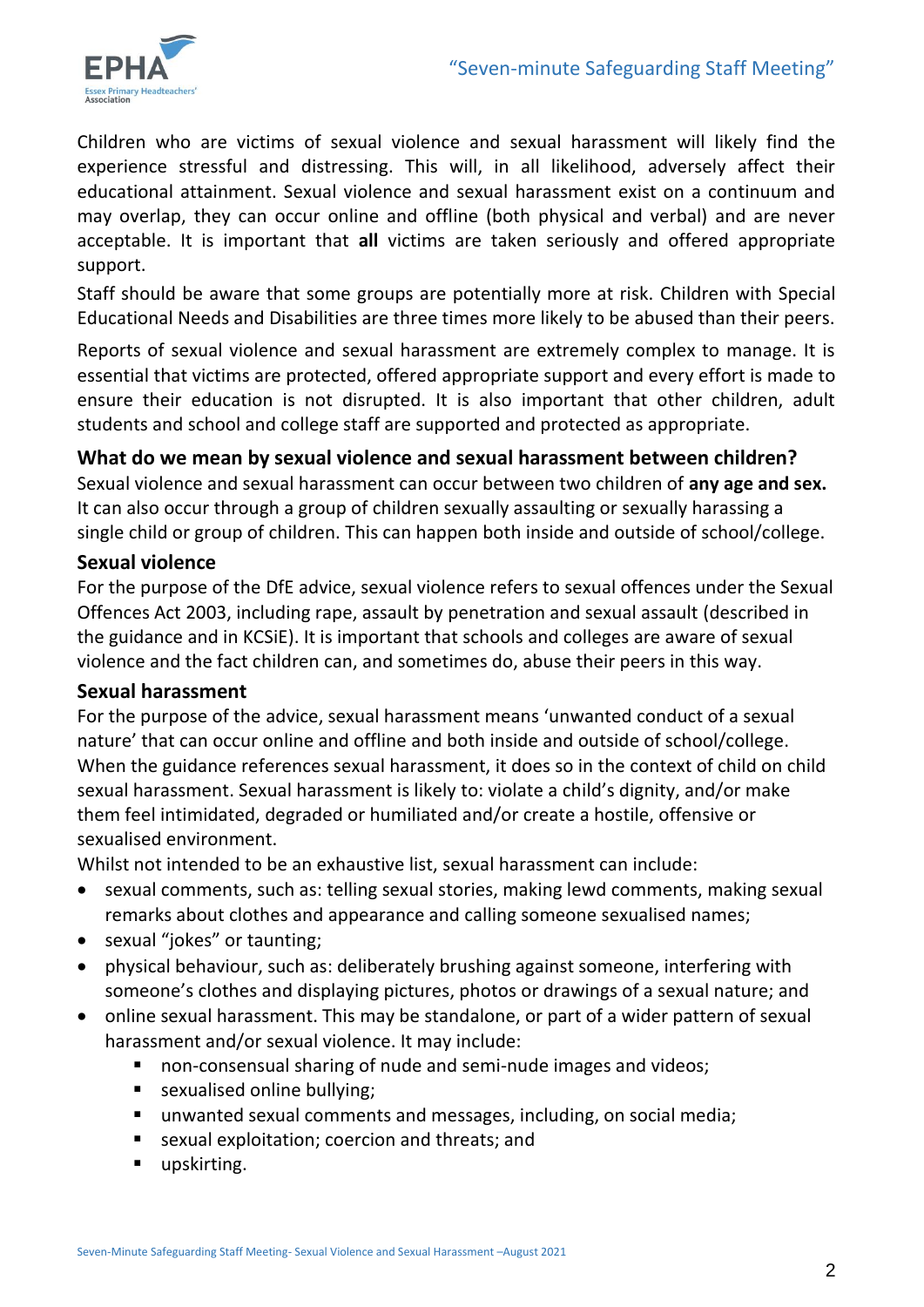Children who are victims of sexual violence and sexual harassment will likely find the experience stressful and distressing. This will, in all likelihood, adversely affect their educational attainment. Sexual violence and sexual harassment exist on a continuum and may overlap, they can occur online and offline (both physical and verbal) and are never acceptable. It is important that **all** victims are taken seriously and offered appropriate support.

Staff should be aware that some groups are potentially more at risk. Children with Special Educational Needs and Disabilities are three times more likely to be abused than their peers.

Reports of sexual violence and sexual harassment are extremely complex to manage. It is essential that victims are protected, offered appropriate support and every effort is made to ensure their education is not disrupted. It is also important that other children, adult students and school and college staff are supported and protected as appropriate.

## What do we mean by sexual violence and sexual harassment between children?

Sexual violence and sexual harassment can occur between two children of **any age and sex.** It can also occur through a group of children sexually assaulting or sexually harassing a single child or group of children. This can happen both inside and outside of school/college.

## Sexual violence

For the purpose of the DfE advice, sexual violence refers to sexual offences under the Sexual Offences Act 2003, including rape, assault by penetration and sexual assault (described in the guidance and in KCSiE). It is important that schools and colleges are aware of sexual violence and the fact children can, and sometimes do, abuse their peers in this way.

## Sexual harassment

For the purpose of the advice, sexual harassment means 'unwanted conduct of a sexual nature' that can occur online and offline and both inside and outside of school/college. When the guidance references sexual harassment, it does so in the context of child on child sexual harassment. Sexual harassment is likely to: violate a child's dignity, and/or make them feel intimidated, degraded or humiliated and/or create a hostile, offensive or sexualised environment.

Whilst not intended to be an exhaustive list, sexual harassment can include:

- sexual comments, such as: telling sexual stories, making lewd comments, making sexual remarks about clothes and appearance and calling someone sexualised names;
- sexual "jokes" or taunting;
- physical behaviour, such as: deliberately brushing against someone, interfering with someone's clothes and displaying pictures, photos or drawings of a sexual nature; and
- online sexual harassment. This may be standalone, or part of a wider pattern of sexual harassment and/or sexual violence. It may include:
  - non-consensual sharing of nude and semi-nude images and videos;
  - sexualised online bullying;
  - unwanted sexual comments and messages, including, on social media;
  - sexual exploitation; coercion and threats; and
  - upskirting.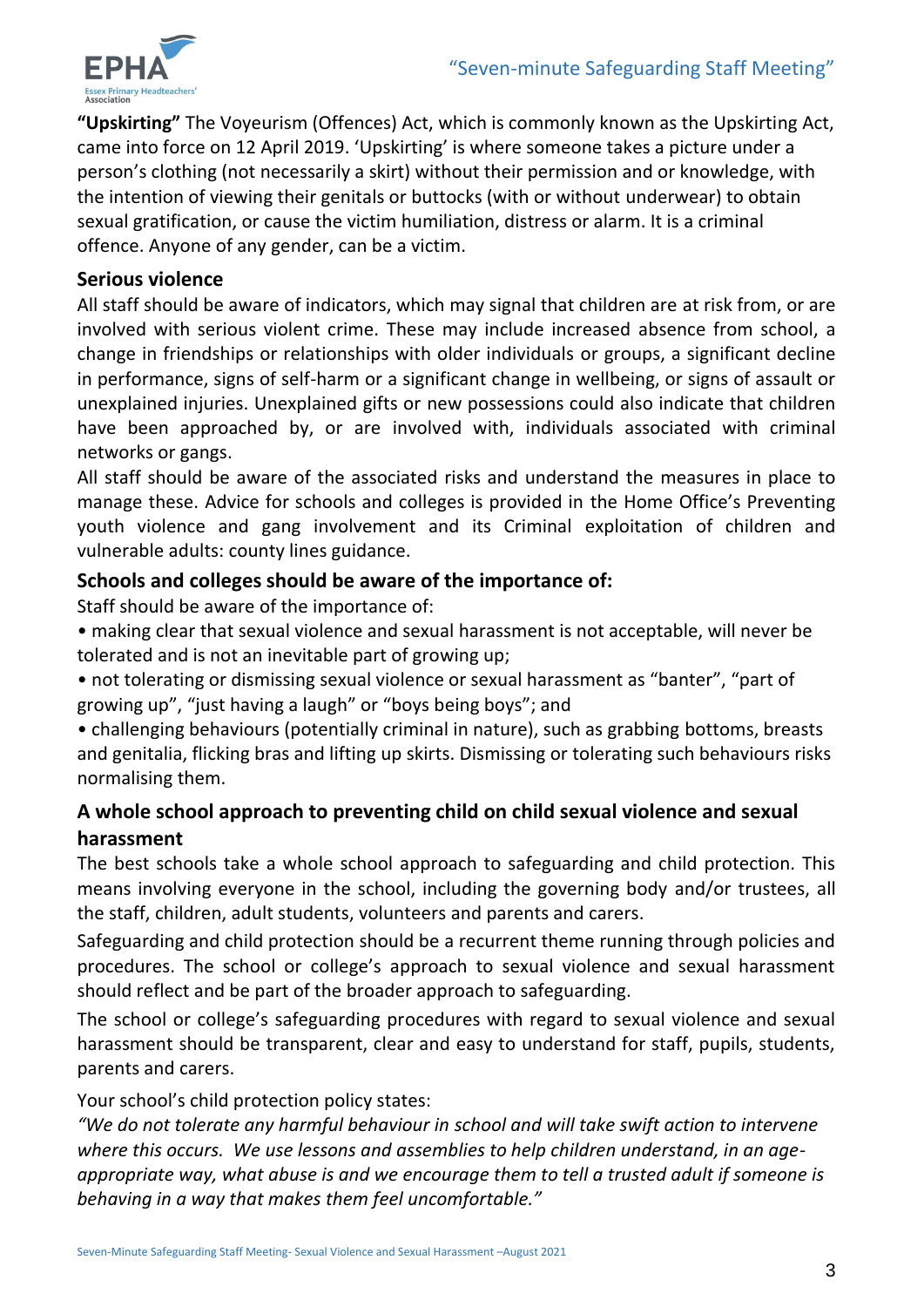**"Upskirting"** The Voyeurism (Offences) Act, which is commonly known as the Upskirting Act, came into force on 12 April 2019. 'Upskirting' is where someone takes a picture under a person's clothing (not necessarily a skirt) without their permission and or knowledge, with the intention of viewing their genitals or buttocks (with or without underwear) to obtain sexual gratification, or cause the victim humiliation, distress or alarm. It is a criminal offence. Anyone of any gender, can be a victim.

### Serious violence

All staff should be aware of indicators, which may signal that children are at risk from, or are involved with serious violent crime. These may include increased absence from school, a change in friendships or relationships with older individuals or groups, a significant decline in performance, signs of self-harm or a significant change in wellbeing, or signs of assault or unexplained injuries. Unexplained gifts or new possessions could also indicate that children have been approached by, or are involved with, individuals associated with criminal networks or gangs.

All staff should be aware of the associated risks and understand the measures in place to manage these. Advice for schools and colleges is provided in the Home Office's Preventing youth violence and gang involvement and its Criminal exploitation of children and vulnerable adults: county lines guidance.

### Schools and colleges should be aware of the importance of:

Staff should be aware of the importance of:

- making clear that sexual violence and sexual harassment is not acceptable, will never be tolerated and is not an inevitable part of growing up;
- not tolerating or dismissing sexual violence or sexual harassment as "banter", "part of growing up", "just having a laugh" or "boys being boys"; and
- challenging behaviours (potentially criminal in nature), such as grabbing bottoms, breasts and genitalia, flicking bras and lifting up skirts. Dismissing or tolerating such behaviours risks normalising them.

### A whole school approach to preventing child on child sexual violence and sexual harassment

The best schools take a whole school approach to safeguarding and child protection. This means involving everyone in the school, including the governing body and/or trustees, all the staff, children, adult students, volunteers and parents and carers.

Safeguarding and child protection should be a recurrent theme running through policies and procedures. The school or college's approach to sexual violence and sexual harassment should reflect and be part of the broader approach to safeguarding.

The school or college's safeguarding procedures with regard to sexual violence and sexual harassment should be transparent, clear and easy to understand for staff, pupils, students, parents and carers.

Your school's child protection policy states:

*"We do not tolerate any harmful behaviour in school and will take swift action to intervene where this occurs. We use lessons and assemblies to help children understand, in an age-appropriate way, what abuse is and we encourage them to tell a trusted adult if someone is behaving in a way that makes them feel uncomfortable."*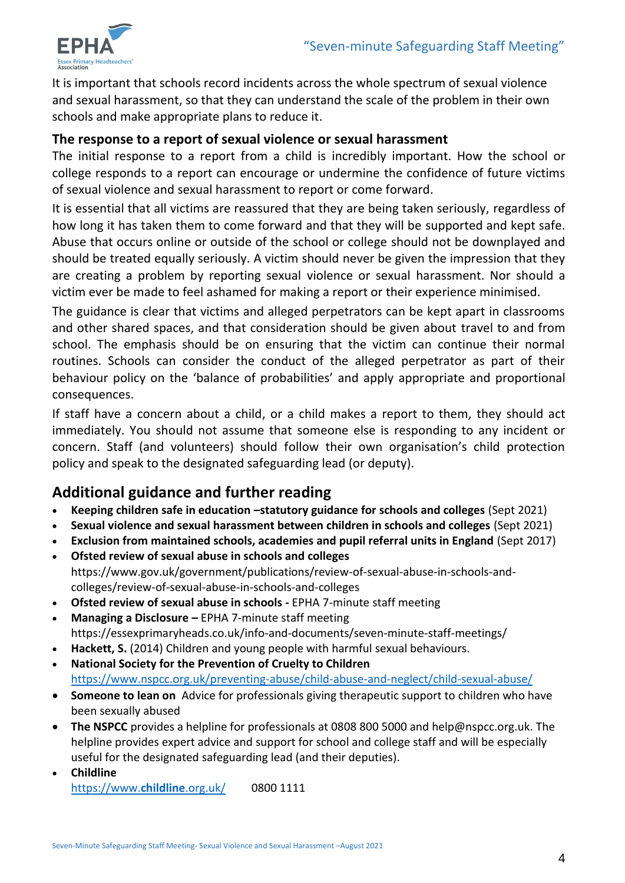It is important that schools record incidents across the whole spectrum of sexual violence and sexual harassment, so that they can understand the scale of the problem in their own schools and make appropriate plans to reduce it.

### The response to a report of sexual violence or sexual harassment

The initial response to a report from a child is incredibly important. How the school or college responds to a report can encourage or undermine the confidence of future victims of sexual violence and sexual harassment to report or come forward.

It is essential that all victims are reassured that they are being taken seriously, regardless of how long it has taken them to come forward and that they will be supported and kept safe. Abuse that occurs online or outside of the school or college should not be downplayed and should be treated equally seriously. A victim should never be given the impression that they are creating a problem by reporting sexual violence or sexual harassment. Nor should a victim ever be made to feel ashamed for making a report or their experience minimised.

The guidance is clear that victims and alleged perpetrators can be kept apart in classrooms and other shared spaces, and that consideration should be given about travel to and from school. The emphasis should be on ensuring that the victim can continue their normal routines. Schools can consider the conduct of the alleged perpetrator as part of their behaviour policy on the 'balance of probabilities' and apply appropriate and proportional consequences.

If staff have a concern about a child, or a child makes a report to them, they should act immediately. You should not assume that someone else is responding to any incident or concern. Staff (and volunteers) should follow their own organisation's child protection policy and speak to the designated safeguarding lead (or deputy).

## Additional guidance and further reading

- **Keeping children safe in education –statutory guidance for schools and colleges** (Sept 2021)
- **Sexual violence and sexual harassment between children in schools and colleges** (Sept 2021)
- **Exclusion from maintained schools, academies and pupil referral units in England** (Sept 2017)
- **Ofsted review of sexual abuse in schools and colleges** https://www.gov.uk/government/publications/review-of-sexual-abuse-in-schools-and-colleges/review-of-sexual-abuse-in-schools-and-colleges
- **Ofsted review of sexual abuse in schools -** EPHA 7-minute staff meeting
- **Managing a Disclosure –** EPHA 7-minute staff meeting https://essexprimaryheads.co.uk/info-and-documents/seven-minute-staff-meetings/
- **Hackett, S.** (2014) Children and young people with harmful sexual behaviours.
- **National Society for the Prevention of Cruelty to Children** https://www.nspcc.org.uk/preventing-abuse/child-abuse-and-neglect/child-sexual-abuse/
- **Someone to lean on** Advice for professionals giving therapeutic support to children who have been sexually abused
- **The NSPCC** provides a helpline for professionals at 0808 800 5000 and help@nspcc.org.uk. The helpline provides expert advice and support for school and college staff and will be especially useful for the designated safeguarding lead (and their deputies).
- **Childline** https://www.childline.org.uk/ 0800 1111